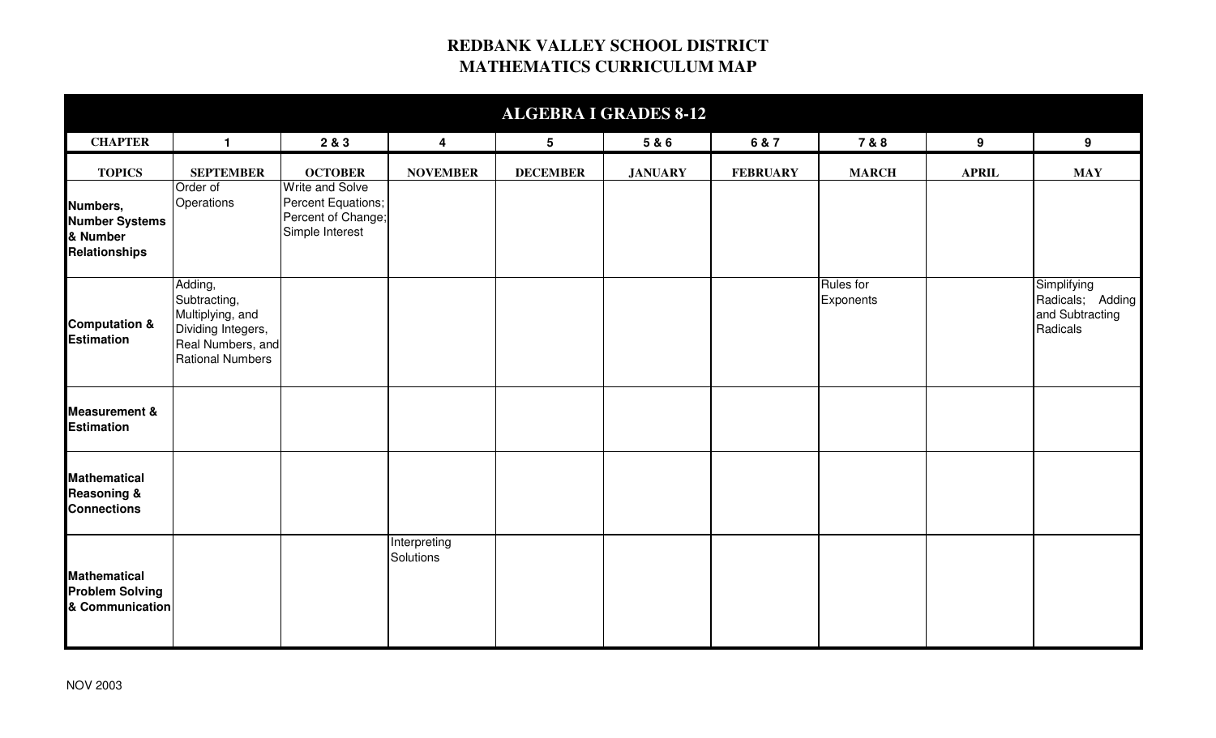# REDBANK VALLEY SCHOOL DISTRICT
# MATHEMATICS CURRICULUM MAP

## ALGEBRA I GRADES 8-12

| CHAPTER | 1 | 2 & 3 | 4 | 5 | 5 & 6 | 6 & 7 | 7 & 8 | 9 | 9 |
|---|---|---|---|---|---|---|---|---|---|
| **TOPICS** | **SEPTEMBER** | **OCTOBER** | **NOVEMBER** | **DECEMBER** | **JANUARY** | **FEBRUARY** | **MARCH** | **APRIL** | **MAY** |
| **Numbers, Number Systems & Number Relationships** | Order of Operations | Write and Solve Percent Equations; Percent of Change; Simple Interest | | | | | | | |
| **Computation & Estimation** | Adding, Subtracting, Multiplying, and Dividing Integers, Real Numbers, and Rational Numbers | | | | | | Rules for Exponents | | Simplifying Radicals; Adding and Subtracting Radicals |
| **Measurement & Estimation** | | | | | | | | | |
| **Mathematical Reasoning & Connections** | | | | | | | | | |
| **Mathematical Problem Solving & Communication** | | | Interpreting Solutions | | | | | | |

NOV 2003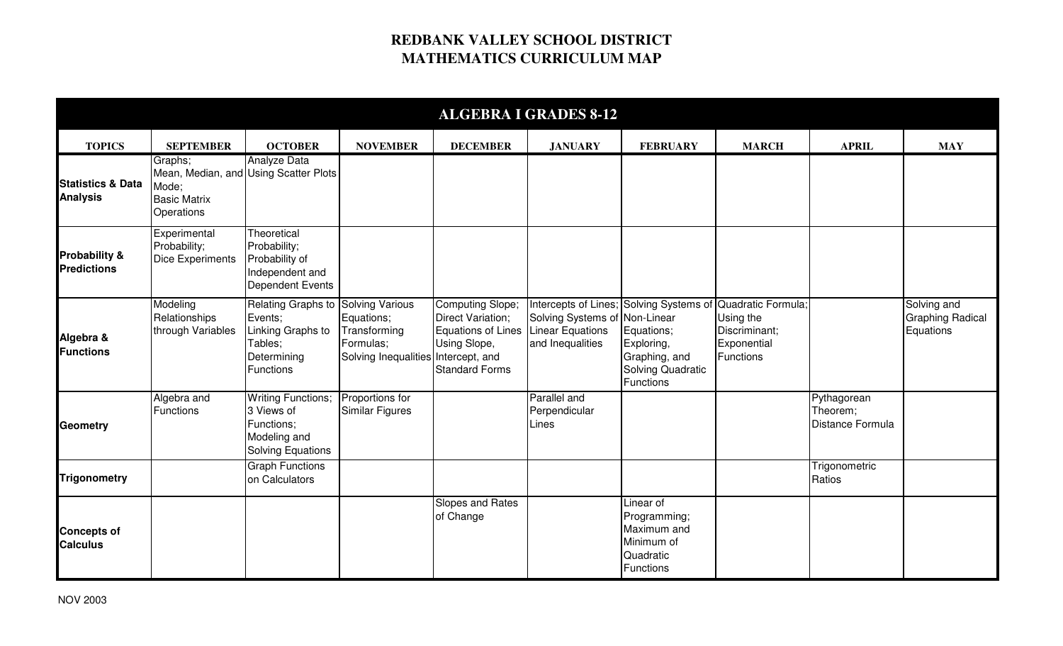# REDBANK VALLEY SCHOOL DISTRICT
# MATHEMATICS CURRICULUM MAP

## ALGEBRA I GRADES 8-12

| TOPICS | SEPTEMBER | OCTOBER | NOVEMBER | DECEMBER | JANUARY | FEBRUARY | MARCH | APRIL | MAY |
|---|---|---|---|---|---|---|---|---|---|
| **Statistics & Data Analysis** | Graphs; Mean, Median, and Mode; Basic Matrix Operations | Analyze Data Using Scatter Plots | | | | | | | |
| **Probability & Predictions** | Experimental Probability; Dice Experiments | Theoretical Probability; Probability of Independent and Dependent Events | | | | | | | |
| **Algebra & Functions** | Modeling Relationships through Variables | Relating Graphs to Events; Linking Graphs to Tables; Determining Functions | Solving Various Equations; Transforming Formulas; Solving Inequalities | Computing Slope; Direct Variation; Equations of Lines Using Slope, Intercept, and Standard Forms | Intercepts of Lines; Solving Systems of Linear Equations and Inequalities | Solving Systems of Non-Linear Equations; Exploring, Graphing, and Solving Quadratic Functions | Quadratic Formula; Using the Discriminant; Exponential Functions | | Solving and Graphing Radical Equations |
| **Geometry** | Algebra and Functions | Writing Functions; 3 Views of Functions; Modeling and Solving Equations | Proportions for Similar Figures | | Parallel and Perpendicular Lines | | | Pythagorean Theorem; Distance Formula | |
| **Trigonometry** | | Graph Functions on Calculators | | | | | | Trigonometric Ratios | |
| **Concepts of Calculus** | | | | Slopes and Rates of Change | | Linear of Programming; Maximum and Minimum of Quadratic Functions | | | |

NOV 2003